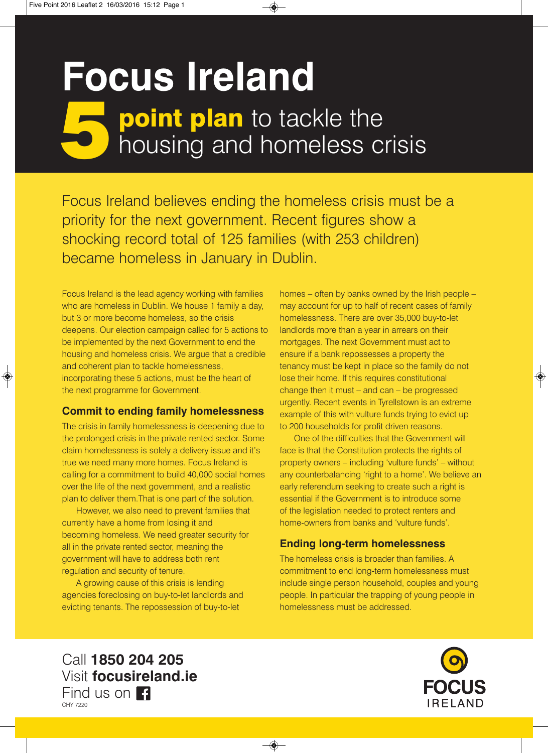# Focus Ireland

## 5 point plan to tackle the housing and homeless crisis

Focus Ireland believes ending the homeless crisis must be a priority for the next government. Recent figures show a shocking record total of 125 families (with 253 children) became homeless in January in Dublin.

Focus Ireland is the lead agency working with families who are homeless in Dublin. We house 1 family a day, but 3 or more become homeless, so the crisis deepens. Our election campaign called for 5 actions to be implemented by the next Government to end the housing and homeless crisis. We argue that a credible and coherent plan to tackle homelessness, incorporating these 5 actions, must be the heart of the next programme for Government.

### Commit to ending family homelessness

The crisis in family homelessness is deepening due to the prolonged crisis in the private rented sector. Some claim homelessness is solely a delivery issue and it's true we need many more homes. Focus Ireland is calling for a commitment to build 40,000 social homes over the life of the next government, and a realistic plan to deliver them.That is one part of the solution.

However, we also need to prevent families that currently have a home from losing it and becoming homeless. We need greater security for all in the private rented sector, meaning the government will have to address both rent regulation and security of tenure.

A growing cause of this crisis is lending agencies foreclosing on buy-to-let landlords and evicting tenants. The repossession of buy-to-let homes – often by banks owned by the Irish people – may account for up to half of recent cases of family homelessness. There are over 35,000 buy-to-let landlords more than a year in arrears on their mortgages. The next Government must act to ensure if a bank repossesses a property the tenancy must be kept in place so the family do not lose their home. If this requires constitutional change then it must – and can – be progressed urgently. Recent events in Tyrellstown is an extreme example of this with vulture funds trying to evict up to 200 households for profit driven reasons.

One of the difficulties that the Government will face is that the Constitution protects the rights of property owners – including 'vulture funds' – without any counterbalancing 'right to a home'. We believe an early referendum seeking to create such a right is essential if the Government is to introduce some of the legislation needed to protect renters and home-owners from banks and 'vulture funds'.

### Ending long-term homelessness

The homeless crisis is broader than families. A commitment to end long-term homelessness must include single person household, couples and young people. In particular the trapping of young people in homelessness must be addressed.

Call **1850 204 205**
Visit **focusireland.ie**
Find us on Facebook
CHY 7220

FOCUS IRELAND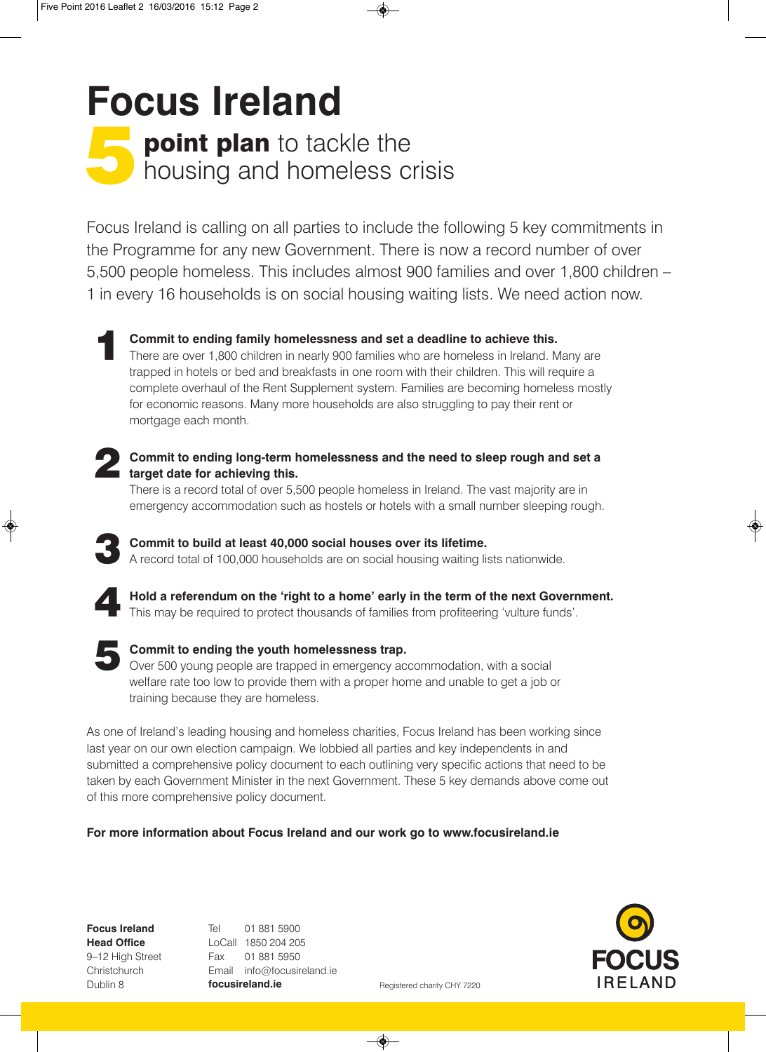# Focus Ireland

## 5 point plan to tackle the housing and homeless crisis

Focus Ireland is calling on all parties to include the following 5 key commitments in the Programme for any new Government. There is now a record number of over 5,500 people homeless. This includes almost 900 families and over 1,800 children – 1 in every 16 households is on social housing waiting lists. We need action now.

1. **Commit to ending family homelessness and set a deadline to achieve this.**
   There are over 1,800 children in nearly 900 families who are homeless in Ireland. Many are trapped in hotels or bed and breakfasts in one room with their children. This will require a complete overhaul of the Rent Supplement system. Families are becoming homeless mostly for economic reasons. Many more households are also struggling to pay their rent or mortgage each month.

2. **Commit to ending long-term homelessness and the need to sleep rough and set a target date for achieving this.**
   There is a record total of over 5,500 people homeless in Ireland. The vast majority are in emergency accommodation such as hostels or hotels with a small number sleeping rough.

3. **Commit to build at least 40,000 social houses over its lifetime.**
   A record total of 100,000 households are on social housing waiting lists nationwide.

4. **Hold a referendum on the 'right to a home' early in the term of the next Government.**
   This may be required to protect thousands of families from profiteering 'vulture funds'.

5. **Commit to ending the youth homelessness trap.**
   Over 500 young people are trapped in emergency accommodation, with a social welfare rate too low to provide them with a proper home and unable to get a job or training because they are homeless.

As one of Ireland's leading housing and homeless charities, Focus Ireland has been working since last year on our own election campaign. We lobbied all parties and key independents in and submitted a comprehensive policy document to each outlining very specific actions that need to be taken by each Government Minister in the next Government. These 5 key demands above come out of this more comprehensive policy document.

**For more information about Focus Ireland and our work go to www.focusireland.ie**

**Focus Ireland**
**Head Office**
9–12 High Street
Christchurch
Dublin 8

Tel 01 881 5900
LoCall 1850 204 205
Fax 01 881 5950
Email info@focusireland.ie
**focusireland.ie**

Registered charity CHY 7220

FOCUS IRELAND